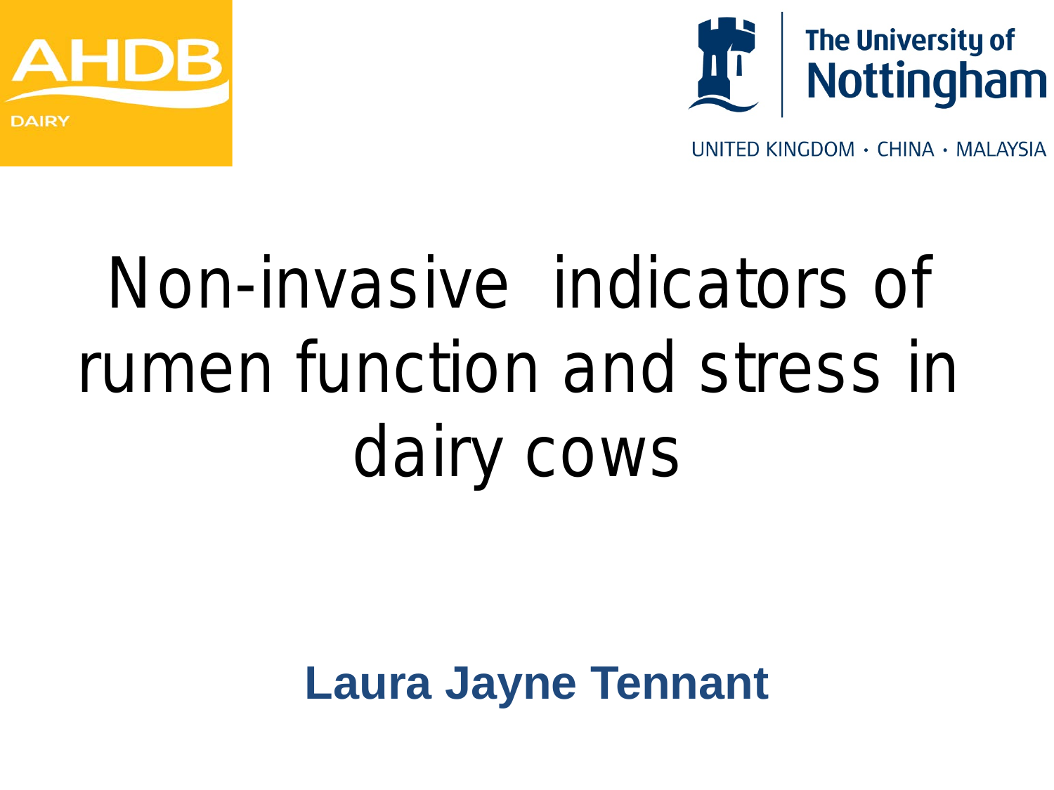AHDB DAIRY

The University of Nottingham

UNITED KINGDOM · CHINA · MALAYSIA

# Non-invasive indicators of rumen function and stress in dairy cows

**Laura Jayne Tennant**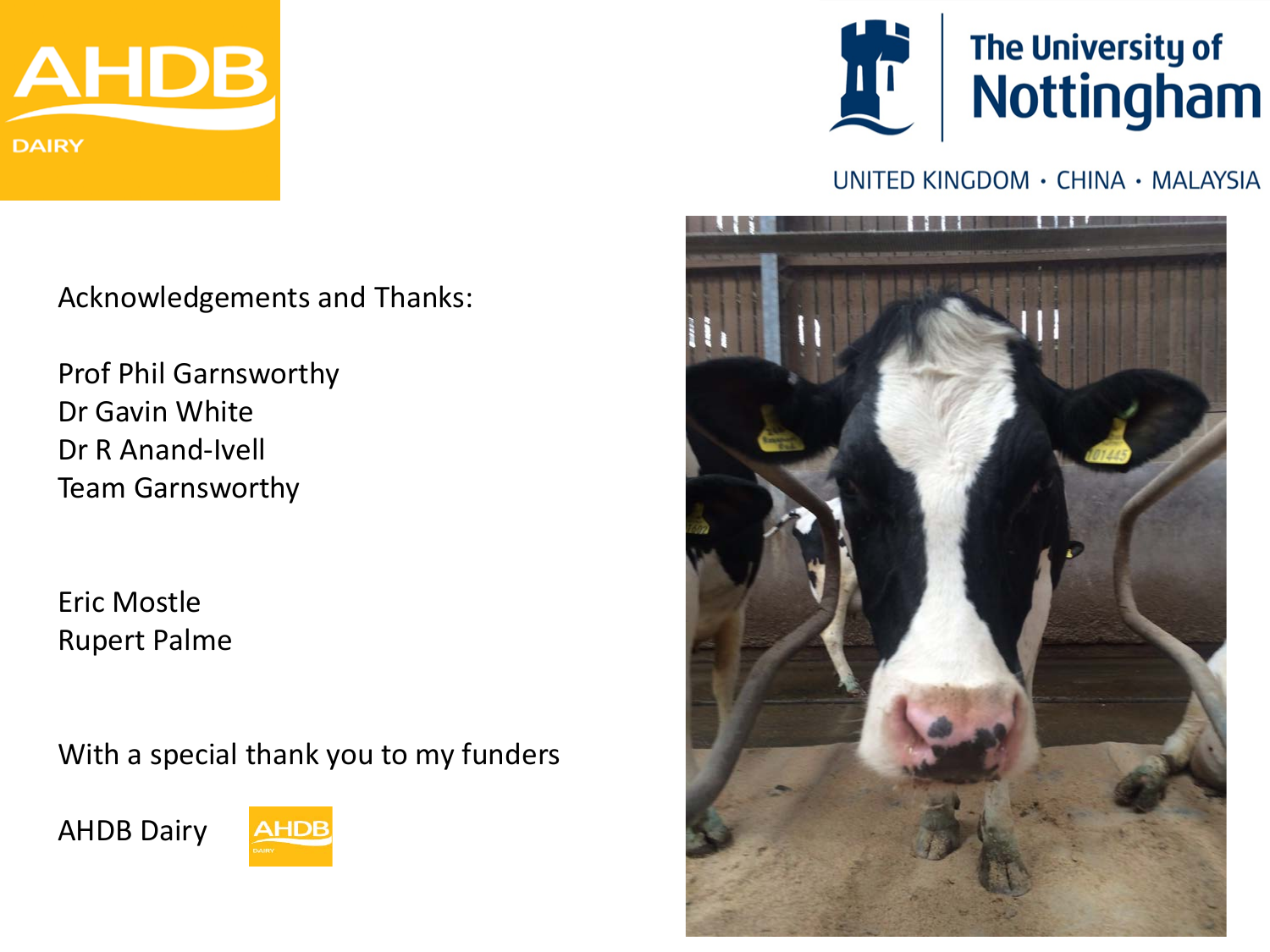Acknowledgements and Thanks:

Prof Phil Garnsworthy
Dr Gavin White
Dr R Anand-Ivell
Team Garnsworthy

Eric Mostle
Rupert Palme

With a special thank you to my funders

AHDB Dairy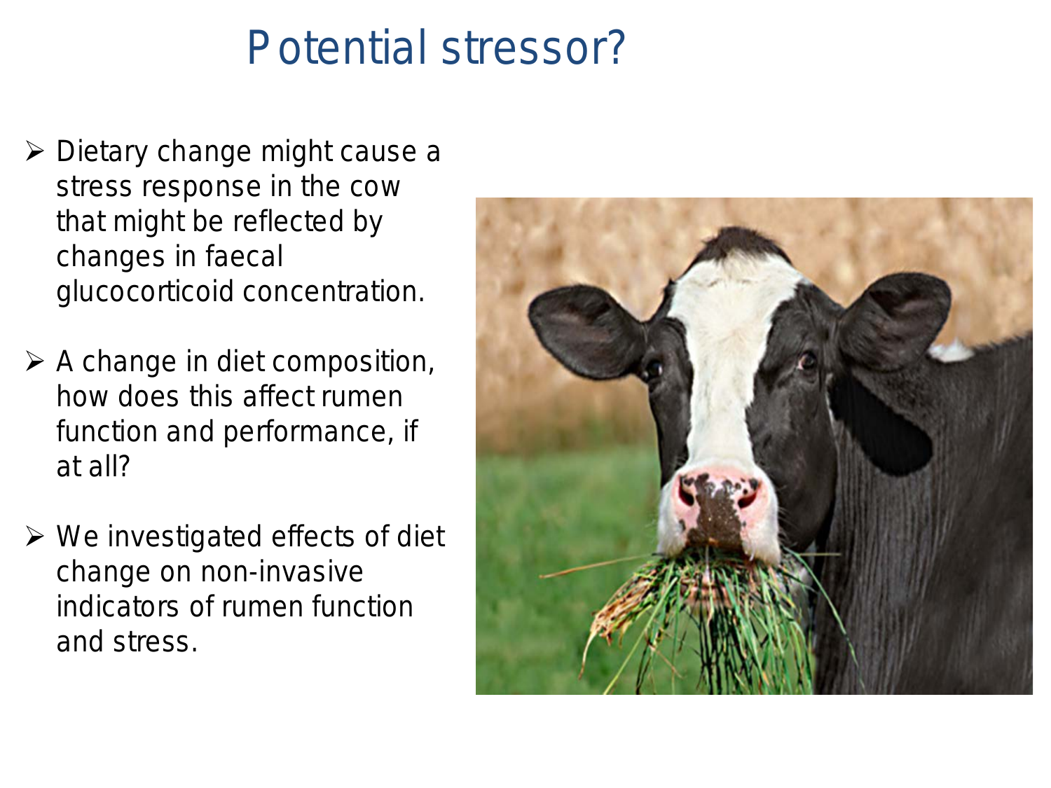# Potential stressor?

- Dietary change might cause a stress response in the cow that might be reflected by changes in faecal glucocorticoid concentration.
- A change in diet composition, how does this affect rumen function and performance, if at all?
- We investigated effects of diet change on non-invasive indicators of rumen function and stress.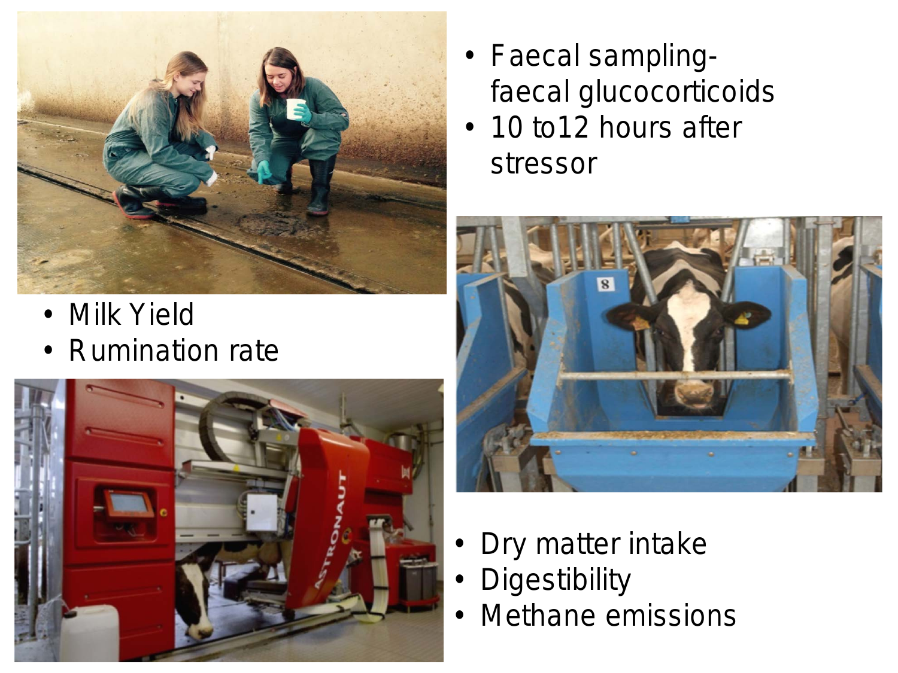- Faecal sampling- faecal glucocorticoids
- 10 to12 hours after stressor

- Milk Yield
- Rumination rate

- Dry matter intake
- Digestibility
- Methane emissions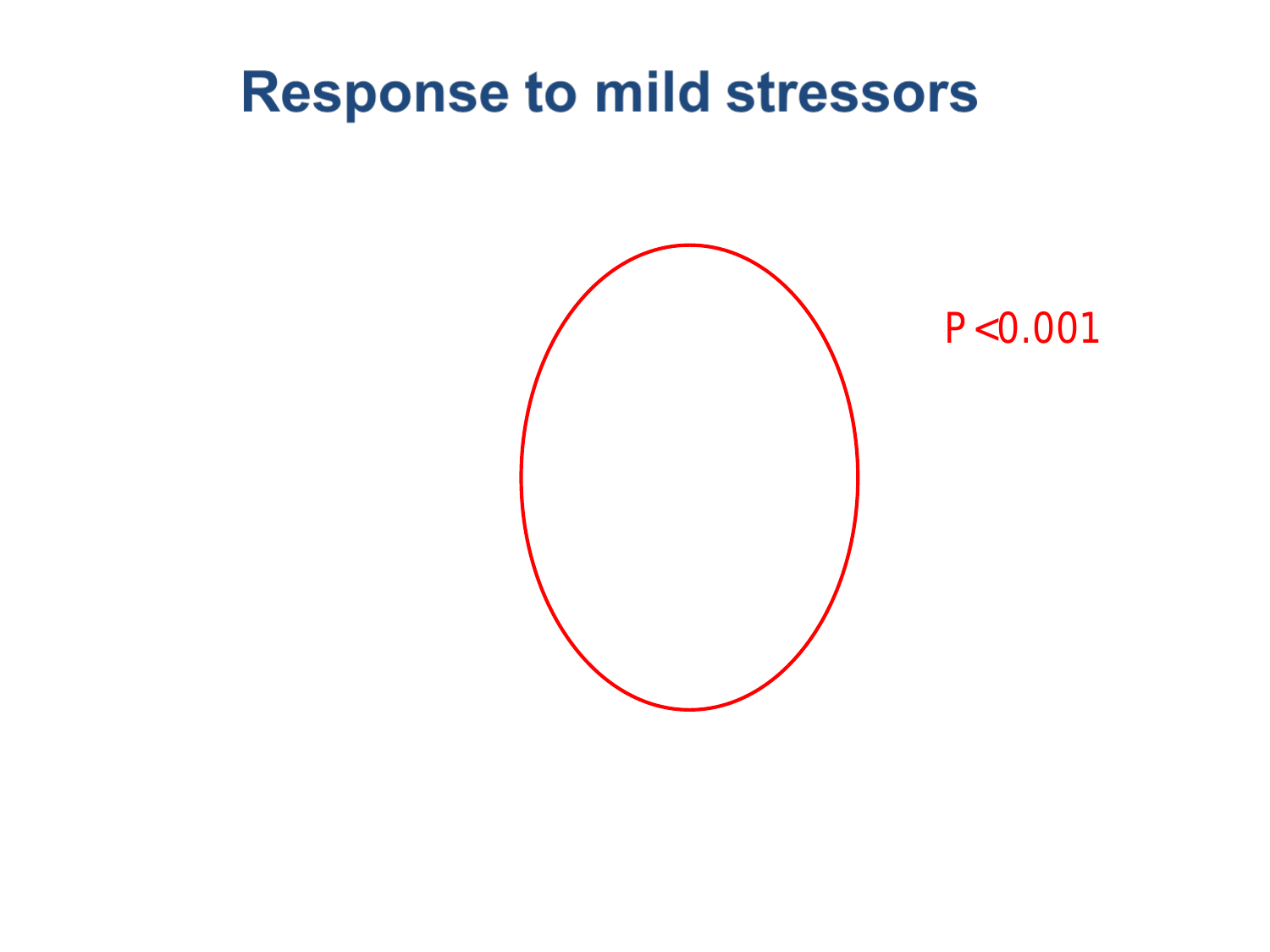# Response to mild stressors

P <0.001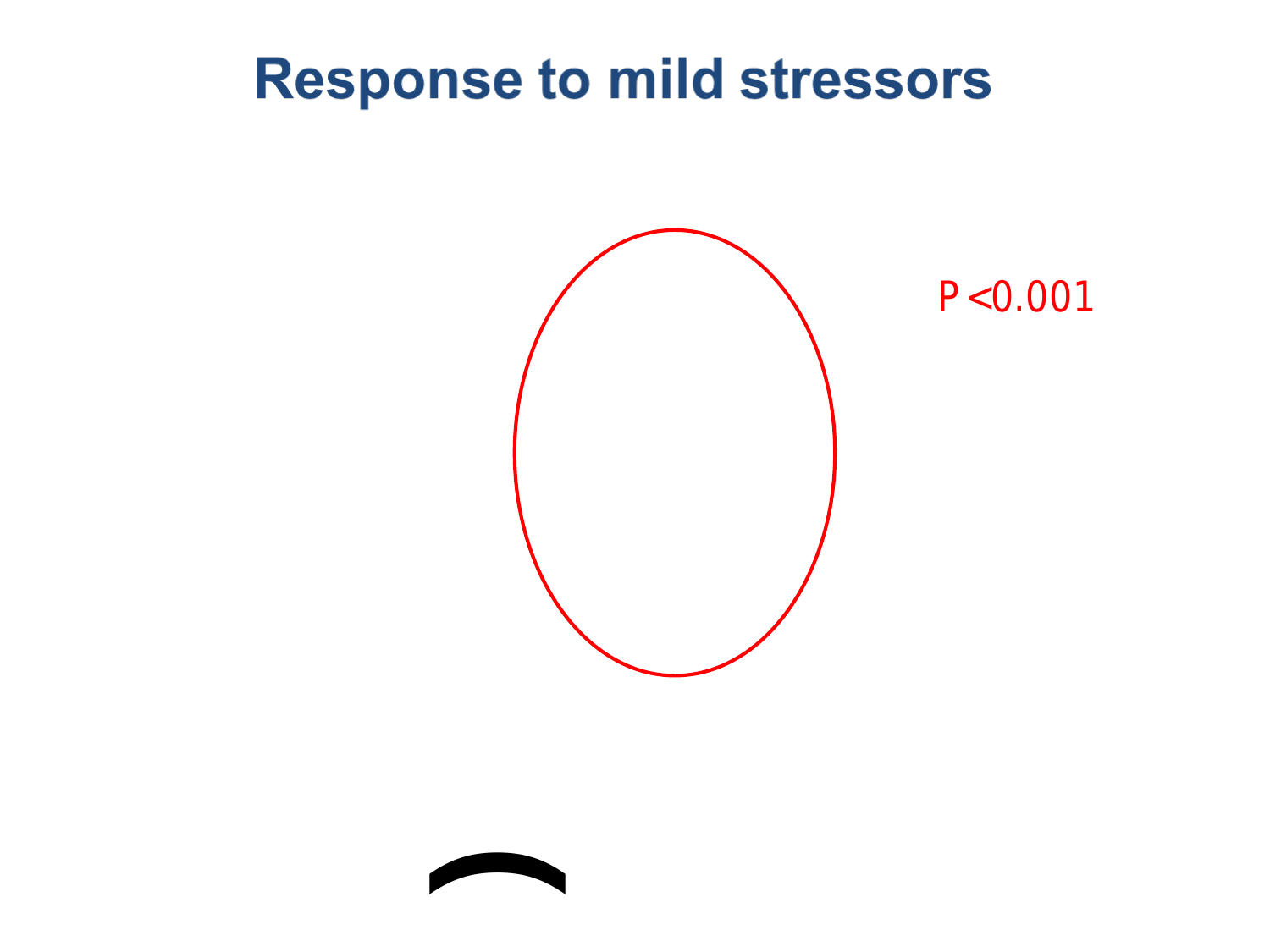# Response to mild stressors

P <0.001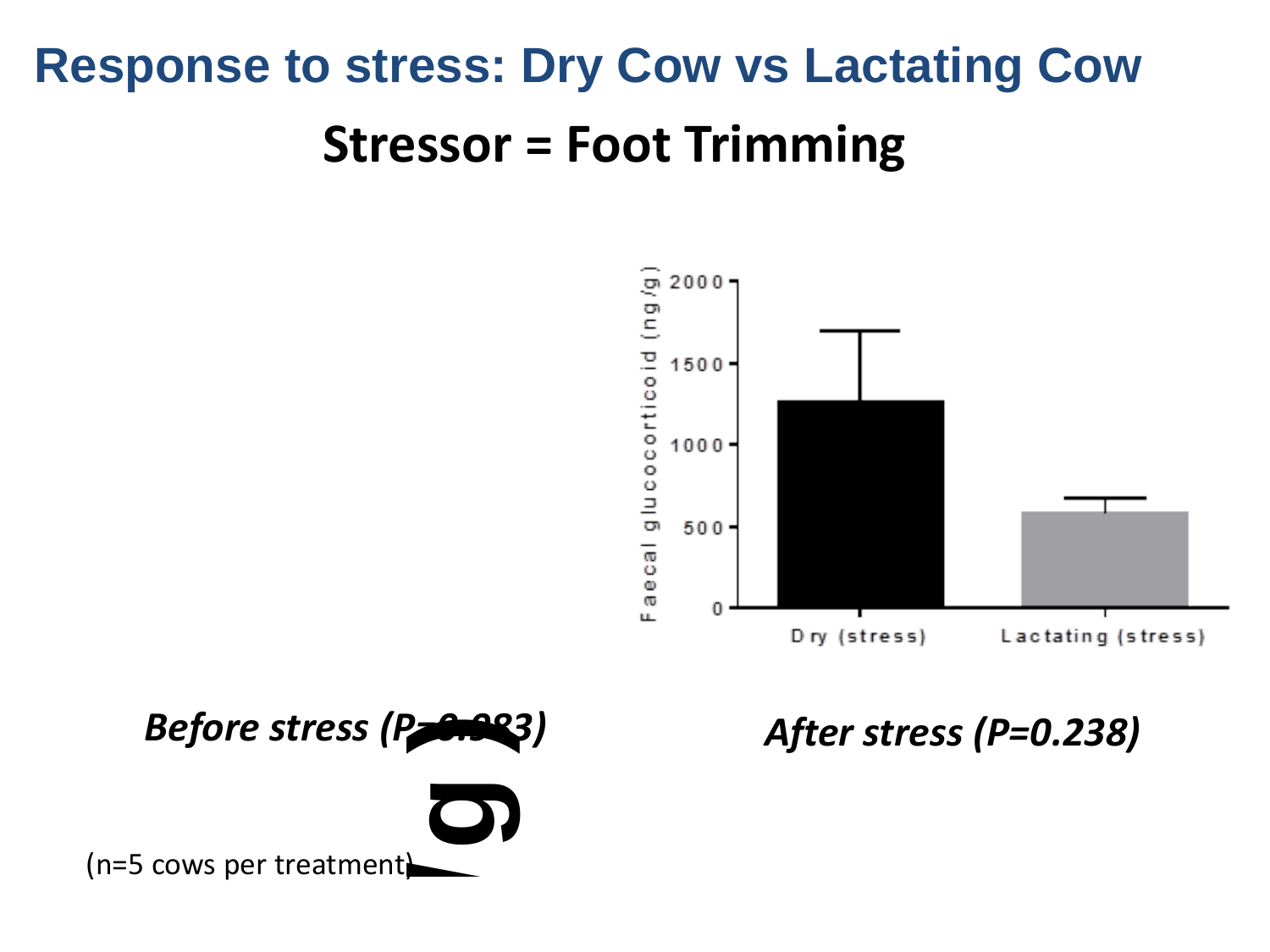# Response to stress: Dry Cow vs Lactating Cow

## Stressor = Foot Trimming

Faecal glucocorticoid (ng/g)

2000
1500
1000
500
0

Dry (stress) Lactating (stress)

***Before stress (P=0.983)***

***After stress (P=0.238)***

(n=5 cows per treatment)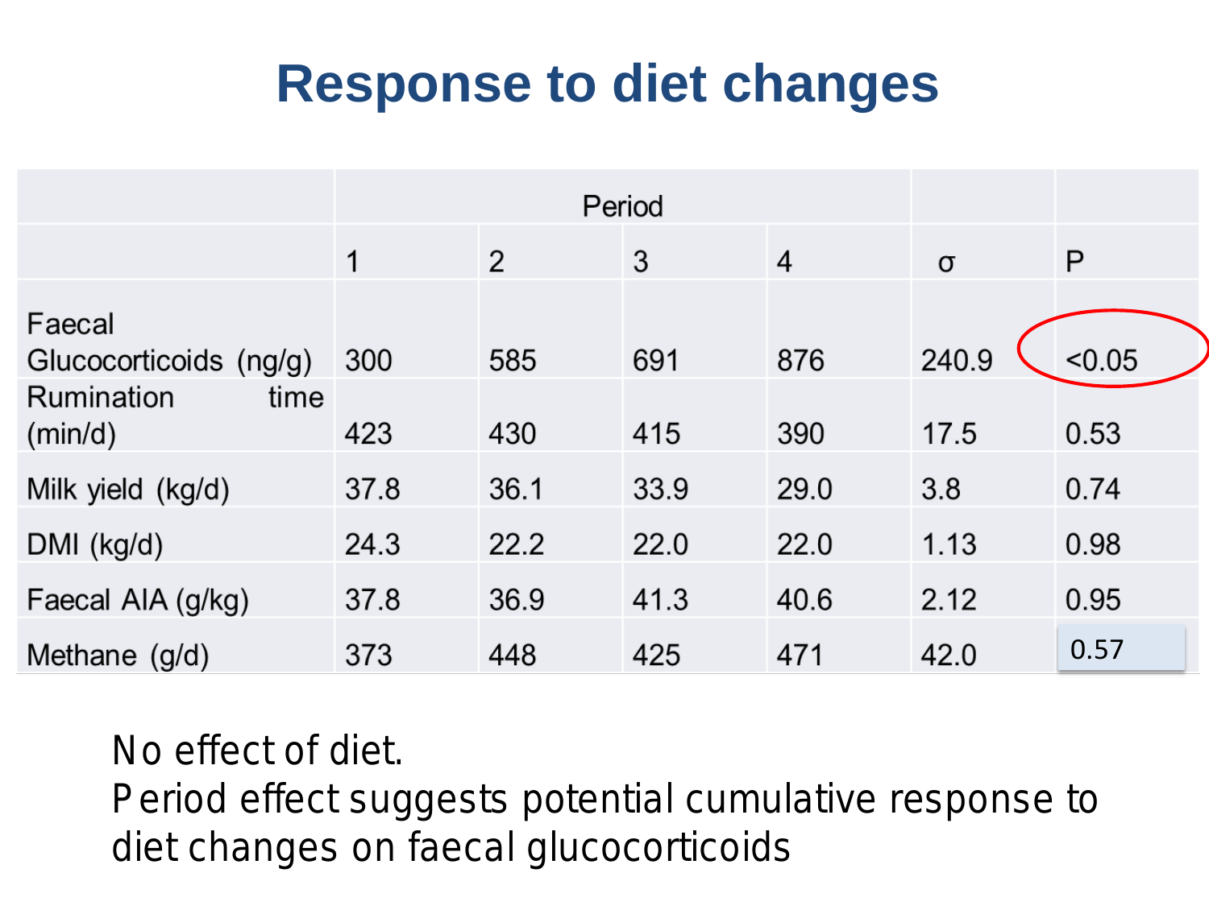# Response to diet changes

| | Period | | | | | |
|---|---|---|---|---|---|---|
| | 1 | 2 | 3 | 4 | σ | P |
| Faecal Glucocorticoids (ng/g) | 300 | 585 | 691 | 876 | 240.9 | <0.05 |
| Rumination time (min/d) | 423 | 430 | 415 | 390 | 17.5 | 0.53 |
| Milk yield (kg/d) | 37.8 | 36.1 | 33.9 | 29.0 | 3.8 | 0.74 |
| DMI (kg/d) | 24.3 | 22.2 | 22.0 | 22.0 | 1.13 | 0.98 |
| Faecal AIA (g/kg) | 37.8 | 36.9 | 41.3 | 40.6 | 2.12 | 0.95 |
| Methane (g/d) | 373 | 448 | 425 | 471 | 42.0 | 0.57 |

No effect of diet.
Period effect suggests potential cumulative response to diet changes on faecal glucocorticoids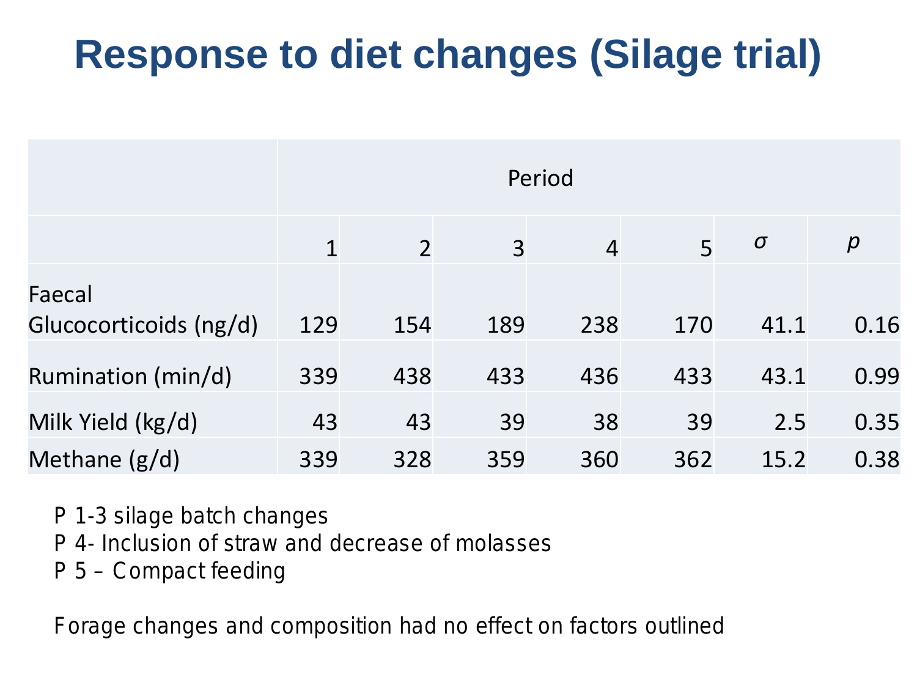# Response to diet changes (Silage trial)

| | Period | | | | | | |
|---|---|---|---|---|---|---|---|
| | 1 | 2 | 3 | 4 | 5 | $\sigma$ | $p$ |
| Faecal Glucocorticoids (ng/d) | 129 | 154 | 189 | 238 | 170 | 41.1 | 0.16 |
| Rumination (min/d) | 339 | 438 | 433 | 436 | 433 | 43.1 | 0.99 |
| Milk Yield (kg/d) | 43 | 43 | 39 | 38 | 39 | 2.5 | 0.35 |
| Methane (g/d) | 339 | 328 | 359 | 360 | 362 | 15.2 | 0.38 |

P 1-3 silage batch changes
P 4- Inclusion of straw and decrease of molasses
P 5 – Compact feeding

Forage changes and composition had no effect on factors outlined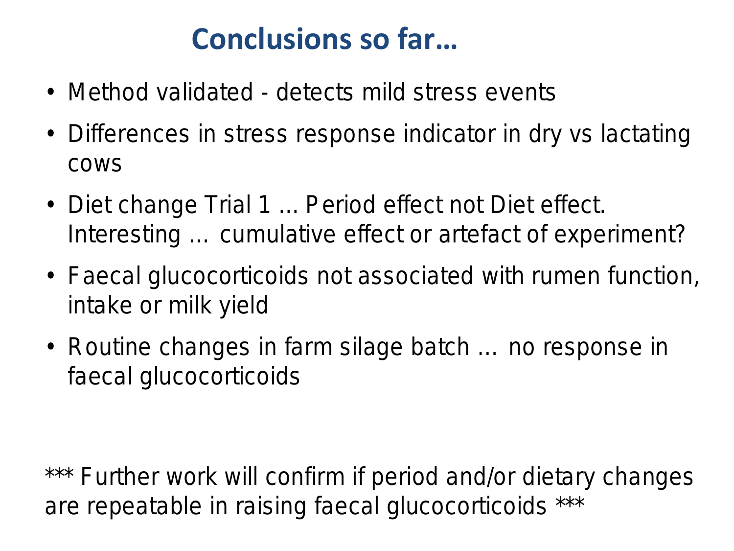# Conclusions so far…

- Method validated - detects mild stress events
- Differences in stress response indicator in dry vs lactating cows
- Diet change Trial 1 … Period effect not Diet effect. Interesting … cumulative effect or artefact of experiment?
- Faecal glucocorticoids not associated with rumen function, intake or milk yield
- Routine changes in farm silage batch … no response in faecal glucocorticoids

*** Further work will confirm if period and/or dietary changes are repeatable in raising faecal glucocorticoids ***